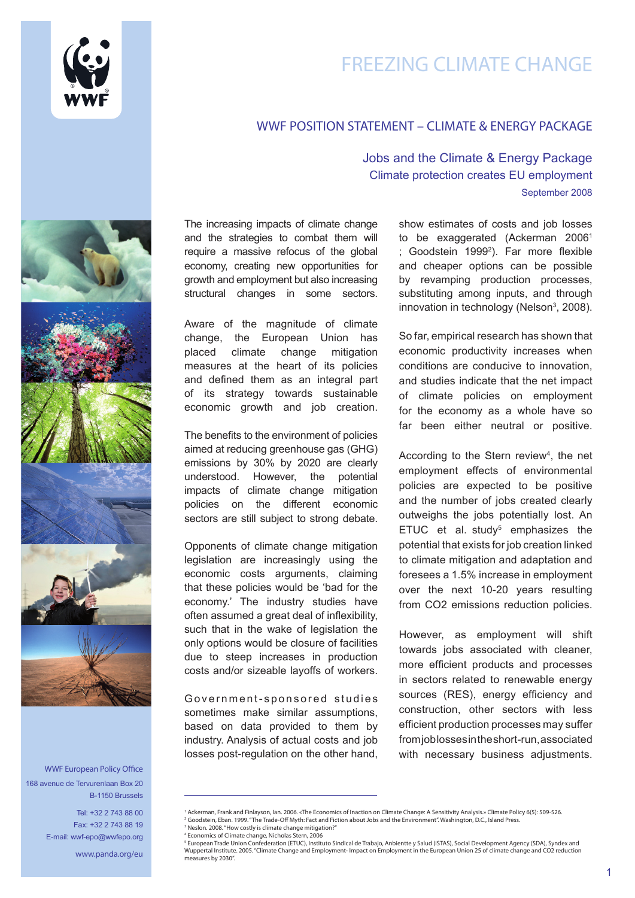# FREEZING CLIMATE CHANGE

## WWF POSITION STATEMENT – CLIMATE & ENERGY PACKAGE

### Jobs and the Climate & Energy Package

### Climate protection creates EU employment

September 2008

The increasing impacts of climate change and the strategies to combat them will require a massive refocus of the global economy, creating new opportunities for growth and employment but also increasing structural changes in some sectors.

Aware of the magnitude of climate change, the European Union has placed climate change mitigation measures at the heart of its policies and defined them as an integral part of its strategy towards sustainable economic growth and job creation.

The benefits to the environment of policies aimed at reducing greenhouse gas (GHG) emissions by 30% by 2020 are clearly understood. However, the potential impacts of climate change mitigation policies on the different economic sectors are still subject to strong debate.

Opponents of climate change mitigation legislation are increasingly using the economic costs arguments, claiming that these policies would be 'bad for the economy.' The industry studies have often assumed a great deal of inflexibility, such that in the wake of legislation the only options would be closure of facilities due to steep increases in production costs and/or sizeable layoffs of workers.

Government-sponsored studies sometimes make similar assumptions, based on data provided to them by industry. Analysis of actual costs and job losses post-regulation on the other hand, show estimates of costs and job losses to be exaggerated (Ackerman 2006[1] ; Goodstein 1999[2]). Far more flexible and cheaper options can be possible by revamping production processes, substituting among inputs, and through innovation in technology (Nelson[3], 2008).

So far, empirical research has shown that economic productivity increases when conditions are conducive to innovation, and studies indicate that the net impact of climate policies on employment for the economy as a whole have so far been either neutral or positive.

According to the Stern review[4], the net employment effects of environmental policies are expected to be positive and the number of jobs created clearly outweighs the jobs potentially lost. An ETUC et al. study[5] emphasizes the potential that exists for job creation linked to climate mitigation and adaptation and foresees a 1.5% increase in employment over the next 10-20 years resulting from $CO_2$ emissions reduction policies.

However, as employment will shift towards jobs associated with cleaner, more efficient products and processes in sectors related to renewable energy sources (RES), energy efficiency and construction, other sectors with less efficient production processes may suffer from job losses in the short-run, associated with necessary business adjustments.

WWF European Policy Office
168 avenue de Tervurenlaan Box 20
B-1150 Brussels

Tel: +32 2 743 88 00
Fax: +32 2 743 88 19
E-mail: wwf-epo@wwfepo.org

www.panda.org/eu

---

[1] Ackerman, Frank and Finlayson, Ian. 2006. «The Economics of Inaction on Climate Change: A Sensitivity Analysis.» Climate Policy 6(5): 509-526.
[2] Goodstein, Eban. 1999. "The Trade-Off Myth: Fact and Fiction about Jobs and the Environment". Washington, D.C., Island Press.
[3] Neslon. 2008. "How costly is climate change mitigation?"
[4] Economics of Climate change, Nicholas Stern, 2006
[5] European Trade Union Confederation (ETUC), Instituto Sindical de Trabajo, Ambientte y Salud (ISTAS), Social Development Agency (SDA), Syndex and Wuppertal Institute. 2005. "Climate Change and Employment- Impact on Employment in the European Union 25 of climate change and CO2 reduction measures by 2030".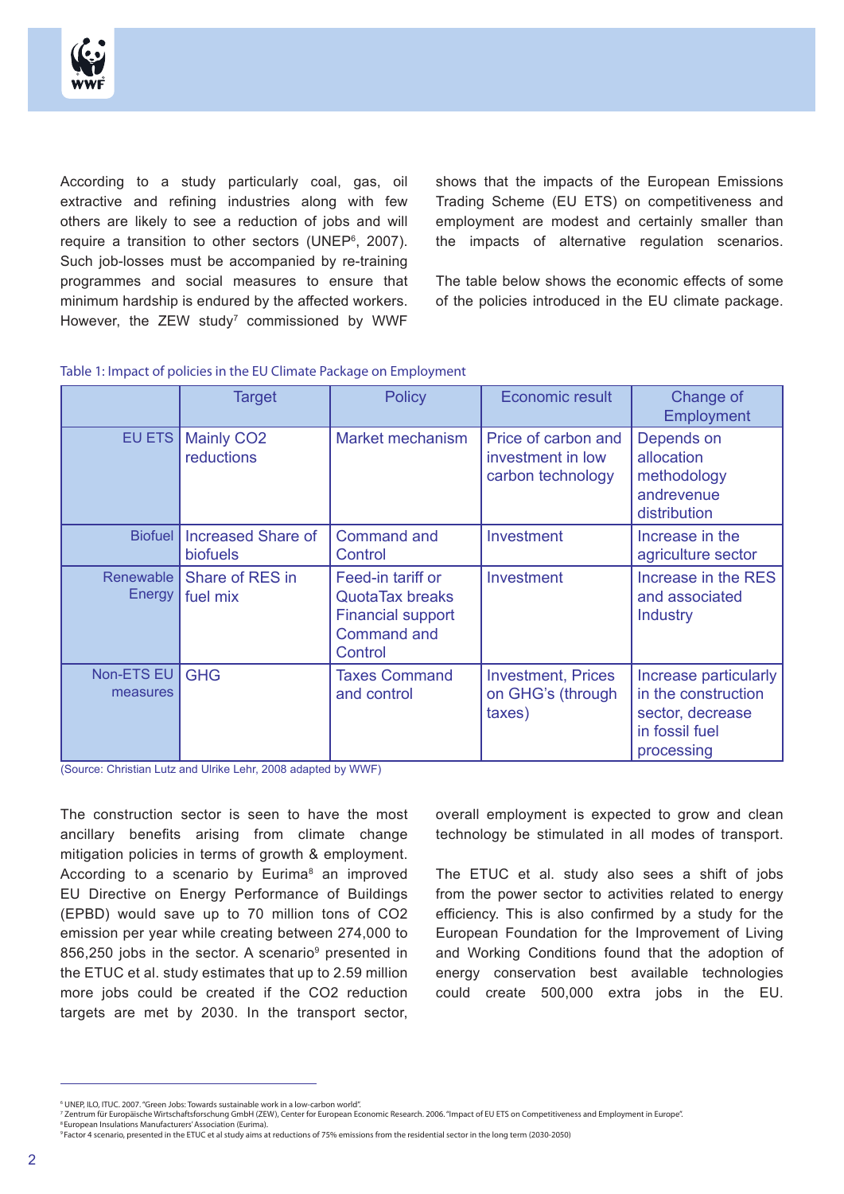According to a study particularly coal, gas, oil extractive and refining industries along with few others are likely to see a reduction of jobs and will require a transition to other sectors (UNEP[6], 2007). Such job-losses must be accompanied by re-training programmes and social measures to ensure that minimum hardship is endured by the affected workers. However, the ZEW study[7] commissioned by WWF shows that the impacts of the European Emissions Trading Scheme (EU ETS) on competitiveness and employment are modest and certainly smaller than the impacts of alternative regulation scenarios.

The table below shows the economic effects of some of the policies introduced in the EU climate package.

Table 1: Impact of policies in the EU Climate Package on Employment

| | Target | Policy | Economic result | Change of Employment |
|---|---|---|---|---|
| EU ETS | Mainly CO2 reductions | Market mechanism | Price of carbon and investment in low carbon technology | Depends on allocation methodology andrevenue distribution |
| Biofuel | Increased Share of biofuels | Command and Control | Investment | Increase in the agriculture sector |
| Renewable Energy | Share of RES in fuel mix | Feed-in tariff or QuotaTax breaks Financial support Command and Control | Investment | Increase in the RES and associated Industry |
| Non-ETS EU measures | GHG | Taxes Command and control | Investment, Prices on GHG's (through taxes) | Increase particularly in the construction sector, decrease in fossil fuel processing |

(Source: Christian Lutz and Ulrike Lehr, 2008 adapted by WWF)

The construction sector is seen to have the most ancillary benefits arising from climate change mitigation policies in terms of growth & employment. According to a scenario by Eurima[8] an improved EU Directive on Energy Performance of Buildings (EPBD) would save up to 70 million tons of CO2 emission per year while creating between 274,000 to 856,250 jobs in the sector. A scenario[9] presented in the ETUC et al. study estimates that up to 2.59 million more jobs could be created if the CO2 reduction targets are met by 2030. In the transport sector, overall employment is expected to grow and clean technology be stimulated in all modes of transport.

The ETUC et al. study also sees a shift of jobs from the power sector to activities related to energy efficiency. This is also confirmed by a study for the European Foundation for the Improvement of Living and Working Conditions found that the adoption of energy conservation best available technologies could create 500,000 extra jobs in the EU.

---

[6] UNEP, ILO, ITUC. 2007. "Green Jobs: Towards sustainable work in a low-carbon world".
[7] Zentrum für Europäische Wirtschaftsforschung GmbH (ZEW), Center for European Economic Research. 2006. "Impact of EU ETS on Competitiveness and Employment in Europe".
[8] European Insulations Manufacturers' Association (Eurima).
[9] Factor 4 scenario, presented in the ETUC et al study aims at reductions of 75% emissions from the residential sector in the long term (2030-2050)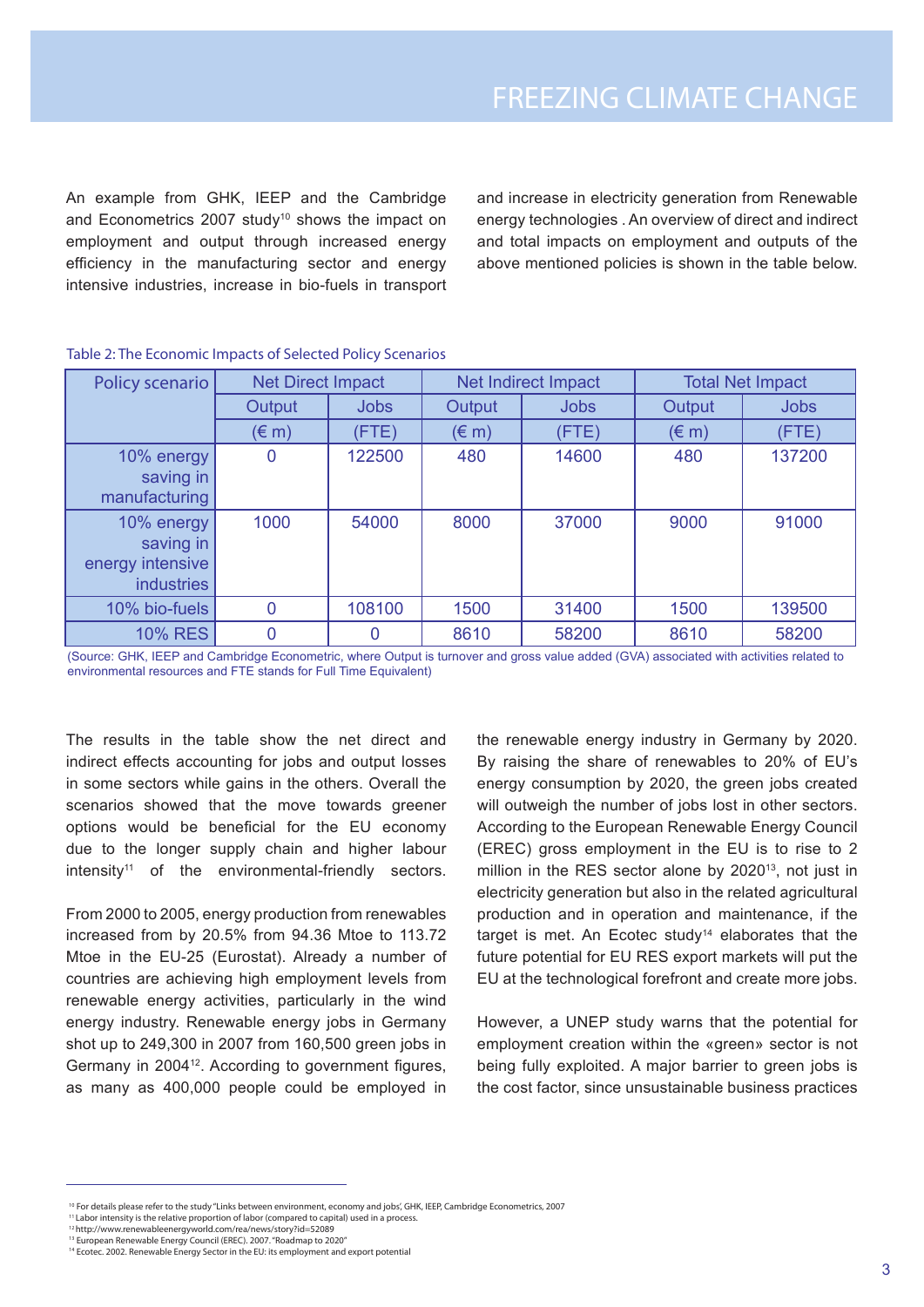An example from GHK, IEEP and the Cambridge and Econometrics 2007 study[10] shows the impact on employment and output through increased energy efficiency in the manufacturing sector and energy intensive industries, increase in bio-fuels in transport and increase in electricity generation from Renewable energy technologies . An overview of direct and indirect and total impacts on employment and outputs of the above mentioned policies is shown in the table below.

Table 2: The Economic Impacts of Selected Policy Scenarios

| Policy scenario | Net Direct Impact | | Net Indirect Impact | | Total Net Impact | |
|---|---|---|---|---|---|---|
| | Output | Jobs | Output | Jobs | Output | Jobs |
| | (€ m) | (FTE) | (€ m) | (FTE) | (€ m) | (FTE) |
| 10% energy saving in manufacturing | 0 | 122500 | 480 | 14600 | 480 | 137200 |
| 10% energy saving in energy intensive industries | 1000 | 54000 | 8000 | 37000 | 9000 | 91000 |
| 10% bio-fuels | 0 | 108100 | 1500 | 31400 | 1500 | 139500 |
| 10% RES | 0 | 0 | 8610 | 58200 | 8610 | 58200 |

(Source: GHK, IEEP and Cambridge Econometric, where Output is turnover and gross value added (GVA) associated with activities related to environmental resources and FTE stands for Full Time Equivalent)

The results in the table show the net direct and indirect effects accounting for jobs and output losses in some sectors while gains in the others. Overall the scenarios showed that the move towards greener options would be beneficial for the EU economy due to the longer supply chain and higher labour intensity[11] of the environmental-friendly sectors.

From 2000 to 2005, energy production from renewables increased from by 20.5% from 94.36 Mtoe to 113.72 Mtoe in the EU-25 (Eurostat). Already a number of countries are achieving high employment levels from renewable energy activities, particularly in the wind energy industry. Renewable energy jobs in Germany shot up to 249,300 in 2007 from 160,500 green jobs in Germany in 2004[12]. According to government figures, as many as 400,000 people could be employed in the renewable energy industry in Germany by 2020. By raising the share of renewables to 20% of EU's energy consumption by 2020, the green jobs created will outweigh the number of jobs lost in other sectors. According to the European Renewable Energy Council (EREC) gross employment in the EU is to rise to 2 million in the RES sector alone by 2020[13], not just in electricity generation but also in the related agricultural production and in operation and maintenance, if the target is met. An Ecotec study[14] elaborates that the future potential for EU RES export markets will put the EU at the technological forefront and create more jobs.

However, a UNEP study warns that the potential for employment creation within the «green» sector is not being fully exploited. A major barrier to green jobs is the cost factor, since unsustainable business practices

---

[10] For details please refer to the study "Links between environment, economy and jobs', GHK, IEEP, Cambridge Econometrics, 2007

[11] Labor intensity is the relative proportion of labor (compared to capital) used in a process.

[12] http://www.renewableenergyworld.com/rea/news/story?id=52089

[13] European Renewable Energy Council (EREC). 2007. "Roadmap to 2020"

[14] Ecotec. 2002. Renewable Energy Sector in the EU: its employment and export potential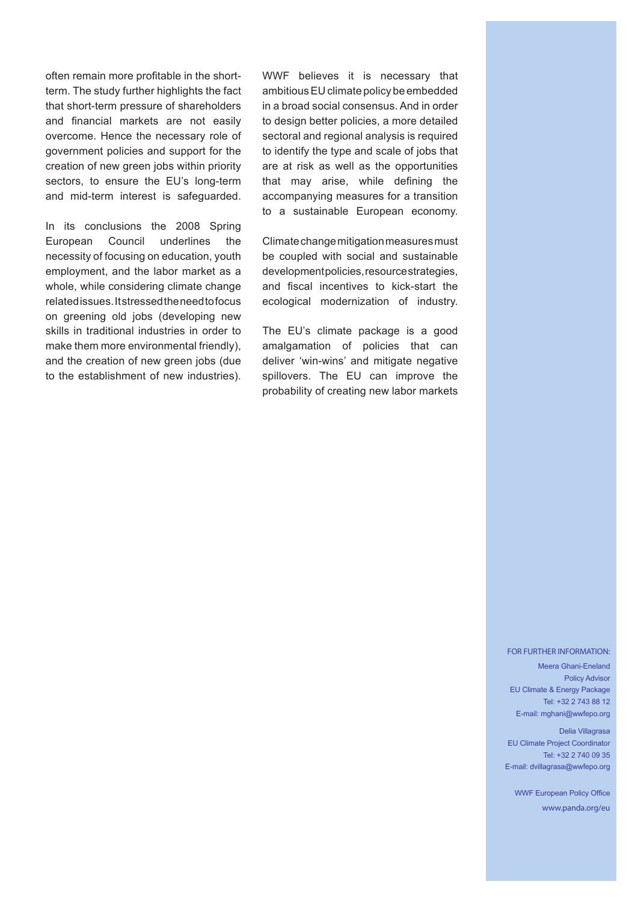often remain more profitable in the short-term. The study further highlights the fact that short-term pressure of shareholders and financial markets are not easily overcome. Hence the necessary role of government policies and support for the creation of new green jobs within priority sectors, to ensure the EU's long-term and mid-term interest is safeguarded.

In its conclusions the 2008 Spring European Council underlines the necessity of focusing on education, youth employment, and the labor market as a whole, while considering climate change related issues. It stressed the need to focus on greening old jobs (developing new skills in traditional industries in order to make them more environmental friendly), and the creation of new green jobs (due to the establishment of new industries).

WWF believes it is necessary that ambitious EU climate policy be embedded in a broad social consensus. And in order to design better policies, a more detailed sectoral and regional analysis is required to identify the type and scale of jobs that are at risk as well as the opportunities that may arise, while defining the accompanying measures for a transition to a sustainable European economy.

Climate change mitigation measures must be coupled with social and sustainable development policies, resource strategies, and fiscal incentives to kick-start the ecological modernization of industry.

The EU's climate package is a good amalgamation of policies that can deliver 'win-wins' and mitigate negative spillovers. The EU can improve the probability of creating new labor markets

FOR FURTHER INFORMATION:

Meera Ghani-Eneland
Policy Advisor
EU Climate & Energy Package
Tel: +32 2 743 88 12
E-mail: mghani@wwfepo.org

Delia Villagrasa
EU Climate Project Coordinator
Tel: +32 2 740 09 35
E-mail: dvillagrasa@wwfepo.org

WWF European Policy Office
www.panda.org/eu